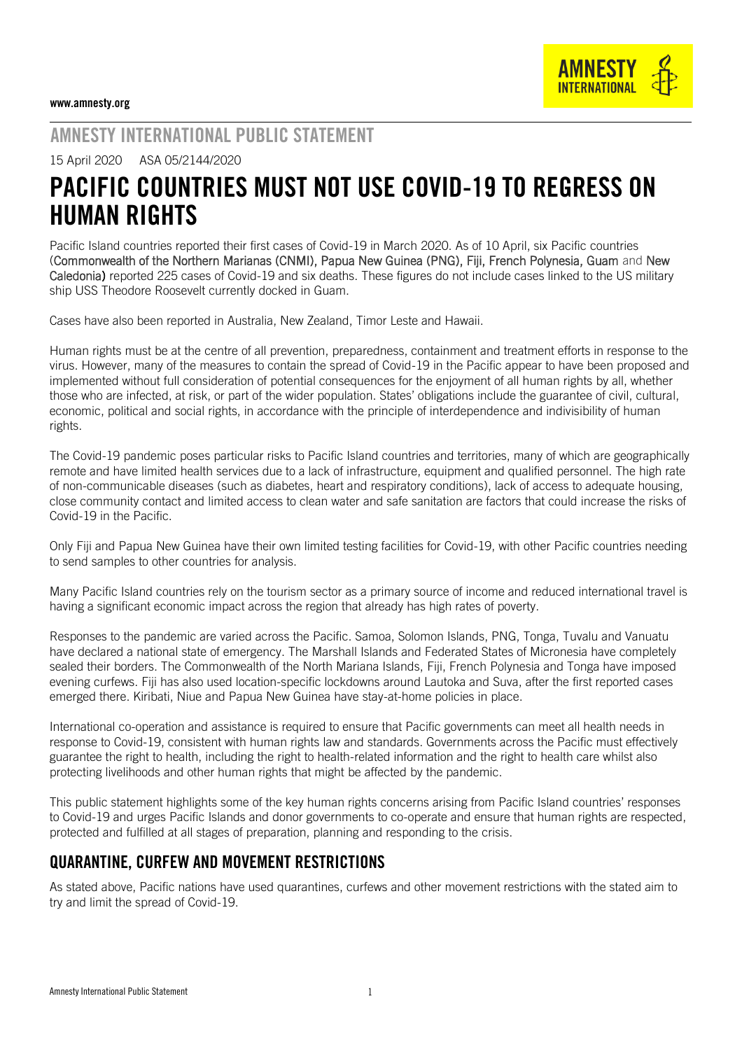www.amnesty.org

AMNESTY INTERNATIONAL PUBLIC STATEMENT

15 April 2020 ASA 05/2144/2020

# PACIFIC COUNTRIES MUST NOT USE COVID-19 TO REGRESS ON HUMAN RIGHTS

Pacific Island countries reported their first cases of Covid-19 in March 2020. As of 10 April, six Pacific countries (Commonwealth of the Northern Marianas (CNMI), Papua New Guinea (PNG), Fiji, French Polynesia, Guam and New Caledonia) reported 225 cases of Covid-19 and six deaths. These figures do not include cases linked to the US military ship USS Theodore Roosevelt currently docked in Guam.

Cases have also been reported in Australia, New Zealand, Timor Leste and Hawaii.

Human rights must be at the centre of all prevention, preparedness, containment and treatment efforts in response to the virus. However, many of the measures to contain the spread of Covid-19 in the Pacific appear to have been proposed and implemented without full consideration of potential consequences for the enjoyment of all human rights by all, whether those who are infected, at risk, or part of the wider population. States' obligations include the guarantee of civil, cultural, economic, political and social rights, in accordance with the principle of interdependence and indivisibility of human rights.

The Covid-19 pandemic poses particular risks to Pacific Island countries and territories, many of which are geographically remote and have limited health services due to a lack of infrastructure, equipment and qualified personnel. The high rate of non-communicable diseases (such as diabetes, heart and respiratory conditions), lack of access to adequate housing, close community contact and limited access to clean water and safe sanitation are factors that could increase the risks of Covid-19 in the Pacific.

Only Fiji and Papua New Guinea have their own limited testing facilities for Covid-19, with other Pacific countries needing to send samples to other countries for analysis.

Many Pacific Island countries rely on the tourism sector as a primary source of income and reduced international travel is having a significant economic impact across the region that already has high rates of poverty.

Responses to the pandemic are varied across the Pacific. Samoa, Solomon Islands, PNG, Tonga, Tuvalu and Vanuatu have declared a national state of emergency. The Marshall Islands and Federated States of Micronesia have completely sealed their borders. The Commonwealth of the North Mariana Islands, Fiji, French Polynesia and Tonga have imposed evening curfews. Fiji has also used location-specific lockdowns around Lautoka and Suva, after the first reported cases emerged there. Kiribati, Niue and Papua New Guinea have stay-at-home policies in place.

International co-operation and assistance is required to ensure that Pacific governments can meet all health needs in response to Covid-19, consistent with human rights law and standards. Governments across the Pacific must effectively guarantee the right to health, including the right to health-related information and the right to health care whilst also protecting livelihoods and other human rights that might be affected by the pandemic.

This public statement highlights some of the key human rights concerns arising from Pacific Island countries' responses to Covid-19 and urges Pacific Islands and donor governments to co-operate and ensure that human rights are respected, protected and fulfilled at all stages of preparation, planning and responding to the crisis.

## QUARANTINE, CURFEW AND MOVEMENT RESTRICTIONS

As stated above, Pacific nations have used quarantines, curfews and other movement restrictions with the stated aim to try and limit the spread of Covid-19.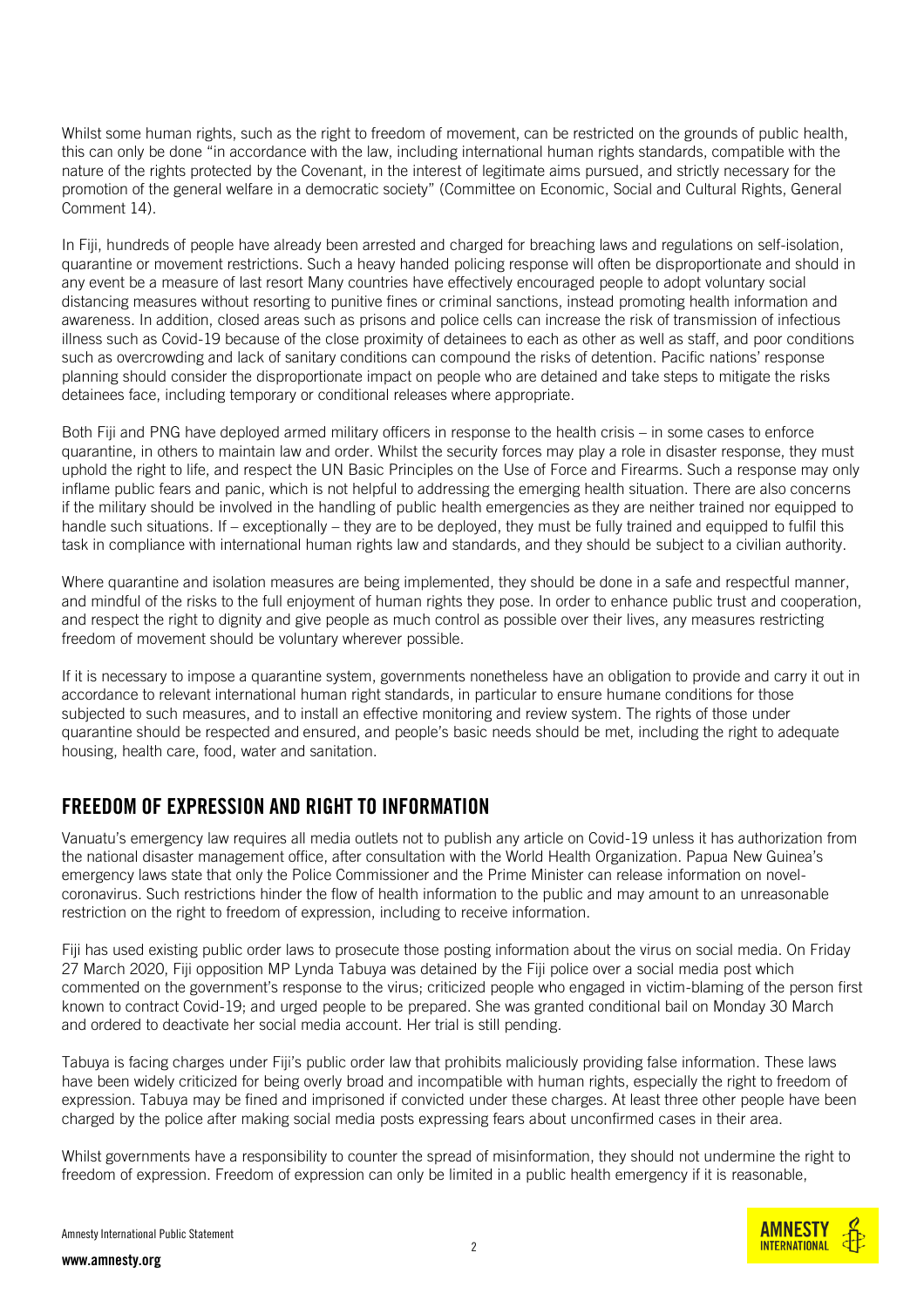Whilst some human rights, such as the right to freedom of movement, can be restricted on the grounds of public health, this can only be done "in accordance with the law, including international human rights standards, compatible with the nature of the rights protected by the Covenant, in the interest of legitimate aims pursued, and strictly necessary for the promotion of the general welfare in a democratic society" (Committee on Economic, Social and Cultural Rights, General Comment 14).

In Fiji, hundreds of people have already been arrested and charged for breaching laws and regulations on self-isolation, quarantine or movement restrictions. Such a heavy handed policing response will often be disproportionate and should in any event be a measure of last resort Many countries have effectively encouraged people to adopt voluntary social distancing measures without resorting to punitive fines or criminal sanctions, instead promoting health information and awareness. In addition, closed areas such as prisons and police cells can increase the risk of transmission of infectious illness such as Covid-19 because of the close proximity of detainees to each as other as well as staff, and poor conditions such as overcrowding and lack of sanitary conditions can compound the risks of detention. Pacific nations' response planning should consider the disproportionate impact on people who are detained and take steps to mitigate the risks detainees face, including temporary or conditional releases where appropriate.

Both Fiji and PNG have deployed armed military officers in response to the health crisis – in some cases to enforce quarantine, in others to maintain law and order. Whilst the security forces may play a role in disaster response, they must uphold the right to life, and respect the UN Basic Principles on the Use of Force and Firearms. Such a response may only inflame public fears and panic, which is not helpful to addressing the emerging health situation. There are also concerns if the military should be involved in the handling of public health emergencies as they are neither trained nor equipped to handle such situations. If – exceptionally – they are to be deployed, they must be fully trained and equipped to fulfil this task in compliance with international human rights law and standards, and they should be subject to a civilian authority.

Where quarantine and isolation measures are being implemented, they should be done in a safe and respectful manner, and mindful of the risks to the full enjoyment of human rights they pose. In order to enhance public trust and cooperation, and respect the right to dignity and give people as much control as possible over their lives, any measures restricting freedom of movement should be voluntary wherever possible.

If it is necessary to impose a quarantine system, governments nonetheless have an obligation to provide and carry it out in accordance to relevant international human right standards, in particular to ensure humane conditions for those subjected to such measures, and to install an effective monitoring and review system. The rights of those under quarantine should be respected and ensured, and people's basic needs should be met, including the right to adequate housing, health care, food, water and sanitation.

## FREEDOM OF EXPRESSION AND RIGHT TO INFORMATION

Vanuatu's emergency law requires all media outlets not to publish any article on Covid-19 unless it has authorization from the national disaster management office, after consultation with the World Health Organization. Papua New Guinea's emergency laws state that only the Police Commissioner and the Prime Minister can release information on novel-coronavirus. Such restrictions hinder the flow of health information to the public and may amount to an unreasonable restriction on the right to freedom of expression, including to receive information.

Fiji has used existing public order laws to prosecute those posting information about the virus on social media. On Friday 27 March 2020, Fiji opposition MP Lynda Tabuya was detained by the Fiji police over a social media post which commented on the government's response to the virus; criticized people who engaged in victim-blaming of the person first known to contract Covid-19; and urged people to be prepared. She was granted conditional bail on Monday 30 March and ordered to deactivate her social media account. Her trial is still pending.

Tabuya is facing charges under Fiji's public order law that prohibits maliciously providing false information. These laws have been widely criticized for being overly broad and incompatible with human rights, especially the right to freedom of expression. Tabuya may be fined and imprisoned if convicted under these charges. At least three other people have been charged by the police after making social media posts expressing fears about unconfirmed cases in their area.

Whilst governments have a responsibility to counter the spread of misinformation, they should not undermine the right to freedom of expression. Freedom of expression can only be limited in a public health emergency if it is reasonable,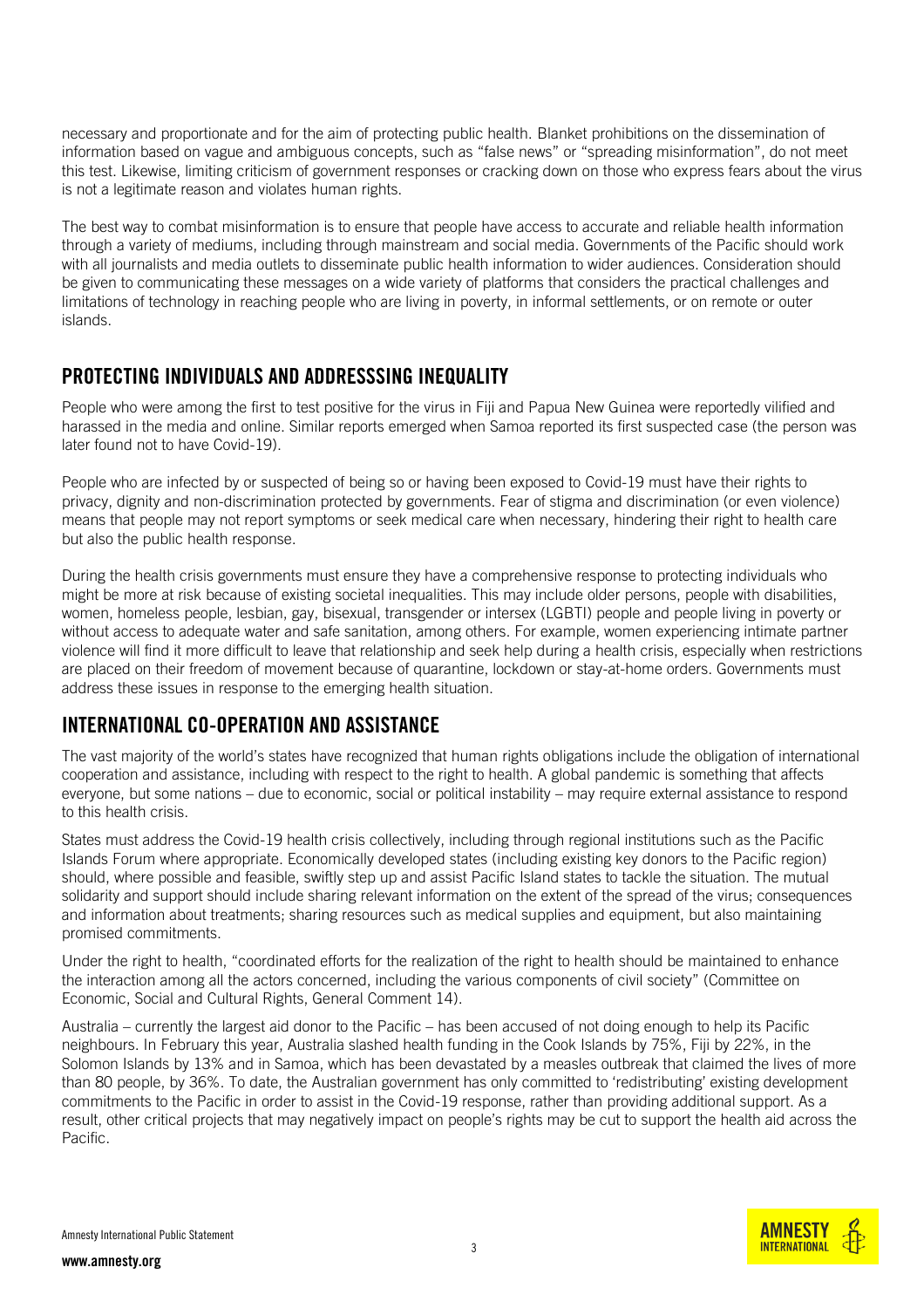necessary and proportionate and for the aim of protecting public health. Blanket prohibitions on the dissemination of information based on vague and ambiguous concepts, such as "false news" or "spreading misinformation", do not meet this test. Likewise, limiting criticism of government responses or cracking down on those who express fears about the virus is not a legitimate reason and violates human rights.

The best way to combat misinformation is to ensure that people have access to accurate and reliable health information through a variety of mediums, including through mainstream and social media. Governments of the Pacific should work with all journalists and media outlets to disseminate public health information to wider audiences. Consideration should be given to communicating these messages on a wide variety of platforms that considers the practical challenges and limitations of technology in reaching people who are living in poverty, in informal settlements, or on remote or outer islands.

## PROTECTING INDIVIDUALS AND ADDRESSSING INEQUALITY

People who were among the first to test positive for the virus in Fiji and Papua New Guinea were reportedly vilified and harassed in the media and online. Similar reports emerged when Samoa reported its first suspected case (the person was later found not to have Covid-19).

People who are infected by or suspected of being so or having been exposed to Covid-19 must have their rights to privacy, dignity and non-discrimination protected by governments. Fear of stigma and discrimination (or even violence) means that people may not report symptoms or seek medical care when necessary, hindering their right to health care but also the public health response.

During the health crisis governments must ensure they have a comprehensive response to protecting individuals who might be more at risk because of existing societal inequalities. This may include older persons, people with disabilities, women, homeless people, lesbian, gay, bisexual, transgender or intersex (LGBTI) people and people living in poverty or without access to adequate water and safe sanitation, among others. For example, women experiencing intimate partner violence will find it more difficult to leave that relationship and seek help during a health crisis, especially when restrictions are placed on their freedom of movement because of quarantine, lockdown or stay-at-home orders. Governments must address these issues in response to the emerging health situation.

## INTERNATIONAL CO-OPERATION AND ASSISTANCE

The vast majority of the world's states have recognized that human rights obligations include the obligation of international cooperation and assistance, including with respect to the right to health. A global pandemic is something that affects everyone, but some nations – due to economic, social or political instability – may require external assistance to respond to this health crisis.

States must address the Covid-19 health crisis collectively, including through regional institutions such as the Pacific Islands Forum where appropriate. Economically developed states (including existing key donors to the Pacific region) should, where possible and feasible, swiftly step up and assist Pacific Island states to tackle the situation. The mutual solidarity and support should include sharing relevant information on the extent of the spread of the virus; consequences and information about treatments; sharing resources such as medical supplies and equipment, but also maintaining promised commitments.

Under the right to health, "coordinated efforts for the realization of the right to health should be maintained to enhance the interaction among all the actors concerned, including the various components of civil society" (Committee on Economic, Social and Cultural Rights, General Comment 14).

Australia – currently the largest aid donor to the Pacific – has been accused of not doing enough to help its Pacific neighbours. In February this year, Australia slashed health funding in the Cook Islands by 75%, Fiji by 22%, in the Solomon Islands by 13% and in Samoa, which has been devastated by a measles outbreak that claimed the lives of more than 80 people, by 36%. To date, the Australian government has only committed to 'redistributing' existing development commitments to the Pacific in order to assist in the Covid-19 response, rather than providing additional support. As a result, other critical projects that may negatively impact on people's rights may be cut to support the health aid across the Pacific.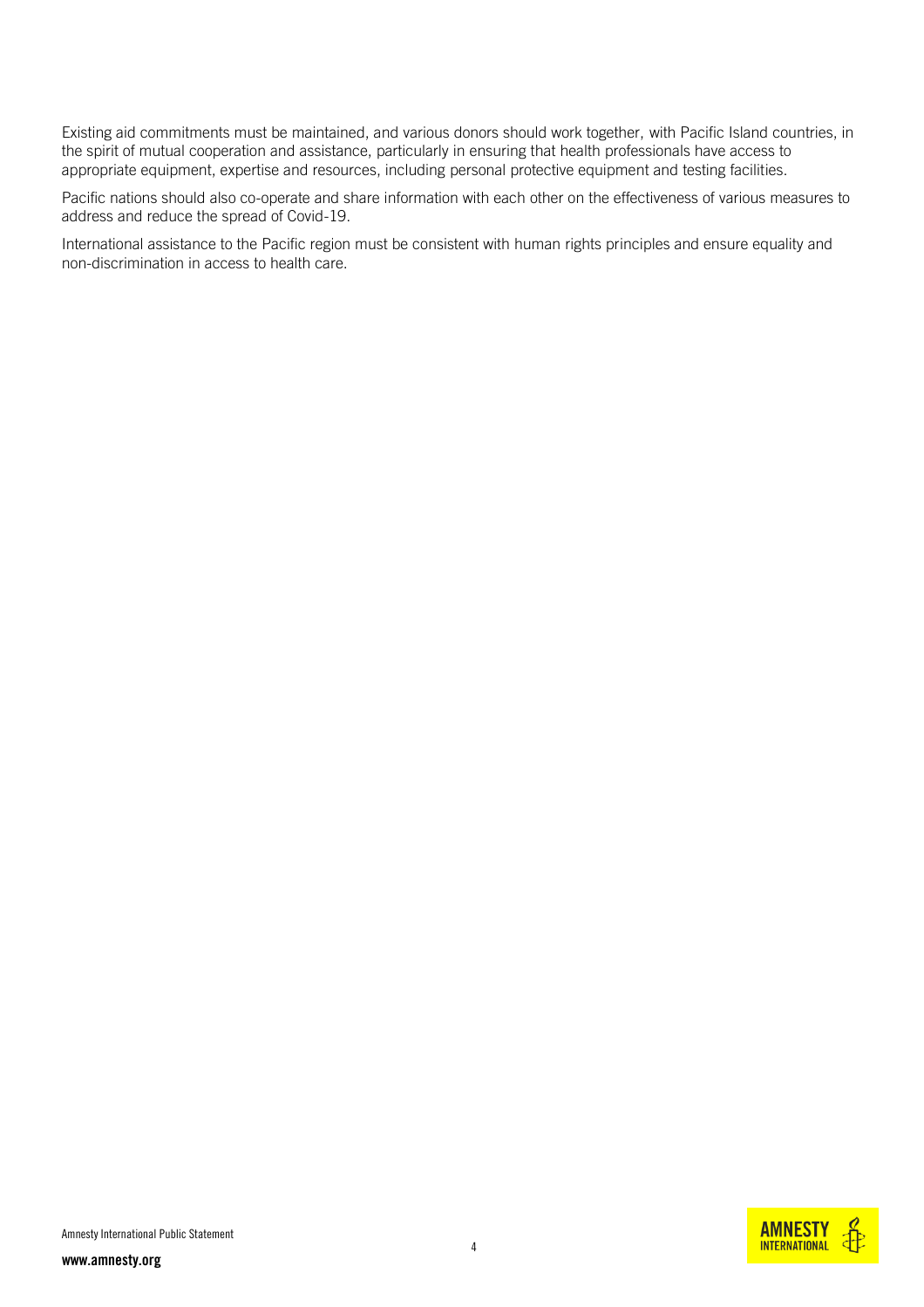Existing aid commitments must be maintained, and various donors should work together, with Pacific Island countries, in the spirit of mutual cooperation and assistance, particularly in ensuring that health professionals have access to appropriate equipment, expertise and resources, including personal protective equipment and testing facilities.

Pacific nations should also co-operate and share information with each other on the effectiveness of various measures to address and reduce the spread of Covid-19.

International assistance to the Pacific region must be consistent with human rights principles and ensure equality and non-discrimination in access to health care.